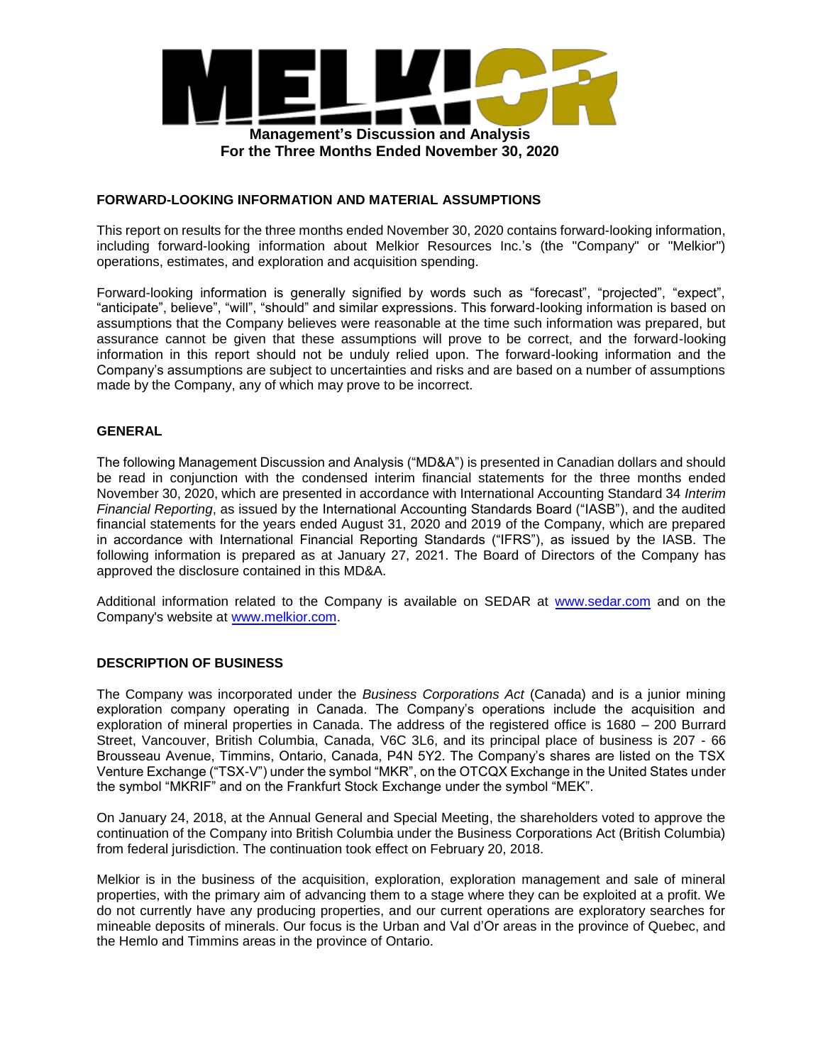# MELKIOR

**Management's Discussion and Analysis**
**For the Three Months Ended November 30, 2020**

## FORWARD-LOOKING INFORMATION AND MATERIAL ASSUMPTIONS

This report on results for the three months ended November 30, 2020 contains forward-looking information, including forward-looking information about Melkior Resources Inc.'s (the "Company" or "Melkior") operations, estimates, and exploration and acquisition spending.

Forward-looking information is generally signified by words such as "forecast", "projected", "expect", "anticipate", believe", "will", "should" and similar expressions. This forward-looking information is based on assumptions that the Company believes were reasonable at the time such information was prepared, but assurance cannot be given that these assumptions will prove to be correct, and the forward-looking information in this report should not be unduly relied upon. The forward-looking information and the Company's assumptions are subject to uncertainties and risks and are based on a number of assumptions made by the Company, any of which may prove to be incorrect.

## GENERAL

The following Management Discussion and Analysis ("MD&A") is presented in Canadian dollars and should be read in conjunction with the condensed interim financial statements for the three months ended November 30, 2020, which are presented in accordance with International Accounting Standard 34 *Interim Financial Reporting*, as issued by the International Accounting Standards Board ("IASB"), and the audited financial statements for the years ended August 31, 2020 and 2019 of the Company, which are prepared in accordance with International Financial Reporting Standards ("IFRS"), as issued by the IASB. The following information is prepared as at January 27, 2021. The Board of Directors of the Company has approved the disclosure contained in this MD&A.

Additional information related to the Company is available on SEDAR at www.sedar.com and on the Company's website at www.melkior.com.

## DESCRIPTION OF BUSINESS

The Company was incorporated under the *Business Corporations Act* (Canada) and is a junior mining exploration company operating in Canada. The Company's operations include the acquisition and exploration of mineral properties in Canada. The address of the registered office is 1680 – 200 Burrard Street, Vancouver, British Columbia, Canada, V6C 3L6, and its principal place of business is 207 - 66 Brousseau Avenue, Timmins, Ontario, Canada, P4N 5Y2. The Company's shares are listed on the TSX Venture Exchange ("TSX-V") under the symbol "MKR", on the OTCQX Exchange in the United States under the symbol "MKRIF" and on the Frankfurt Stock Exchange under the symbol "MEK".

On January 24, 2018, at the Annual General and Special Meeting, the shareholders voted to approve the continuation of the Company into British Columbia under the Business Corporations Act (British Columbia) from federal jurisdiction. The continuation took effect on February 20, 2018.

Melkior is in the business of the acquisition, exploration, exploration management and sale of mineral properties, with the primary aim of advancing them to a stage where they can be exploited at a profit. We do not currently have any producing properties, and our current operations are exploratory searches for mineable deposits of minerals. Our focus is the Urban and Val d'Or areas in the province of Quebec, and the Hemlo and Timmins areas in the province of Ontario.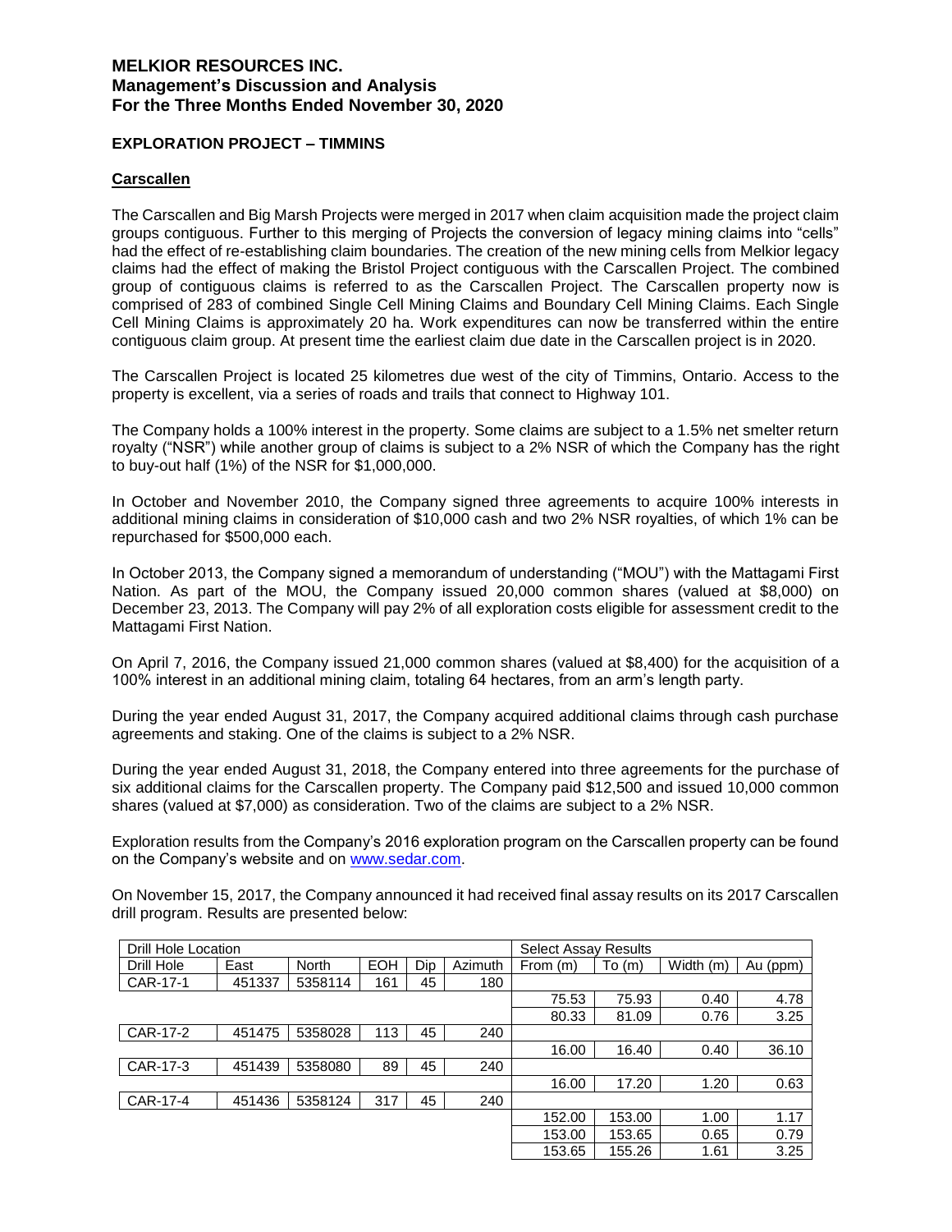# MELKIOR RESOURCES INC.
## Management's Discussion and Analysis
## For the Three Months Ended November 30, 2020

### EXPLORATION PROJECT – TIMMINS

#### Carscallen

The Carscallen and Big Marsh Projects were merged in 2017 when claim acquisition made the project claim groups contiguous. Further to this merging of Projects the conversion of legacy mining claims into "cells" had the effect of re-establishing claim boundaries. The creation of the new mining cells from Melkior legacy claims had the effect of making the Bristol Project contiguous with the Carscallen Project. The combined group of contiguous claims is referred to as the Carscallen Project. The Carscallen property now is comprised of 283 of combined Single Cell Mining Claims and Boundary Cell Mining Claims. Each Single Cell Mining Claims is approximately 20 ha. Work expenditures can now be transferred within the entire contiguous claim group. At present time the earliest claim due date in the Carscallen project is in 2020.

The Carscallen Project is located 25 kilometres due west of the city of Timmins, Ontario. Access to the property is excellent, via a series of roads and trails that connect to Highway 101.

The Company holds a 100% interest in the property. Some claims are subject to a 1.5% net smelter return royalty ("NSR") while another group of claims is subject to a 2% NSR of which the Company has the right to buy-out half (1%) of the NSR for $1,000,000.

In October and November 2010, the Company signed three agreements to acquire 100% interests in additional mining claims in consideration of $10,000 cash and two 2% NSR royalties, of which 1% can be repurchased for $500,000 each.

In October 2013, the Company signed a memorandum of understanding ("MOU") with the Mattagami First Nation. As part of the MOU, the Company issued 20,000 common shares (valued at $8,000) on December 23, 2013. The Company will pay 2% of all exploration costs eligible for assessment credit to the Mattagami First Nation.

On April 7, 2016, the Company issued 21,000 common shares (valued at $8,400) for the acquisition of a 100% interest in an additional mining claim, totaling 64 hectares, from an arm's length party.

During the year ended August 31, 2017, the Company acquired additional claims through cash purchase agreements and staking. One of the claims is subject to a 2% NSR.

During the year ended August 31, 2018, the Company entered into three agreements for the purchase of six additional claims for the Carscallen property. The Company paid $12,500 and issued 10,000 common shares (valued at $7,000) as consideration. Two of the claims are subject to a 2% NSR.

Exploration results from the Company's 2016 exploration program on the Carscallen property can be found on the Company's website and on www.sedar.com.

On November 15, 2017, the Company announced it had received final assay results on its 2017 Carscallen drill program. Results are presented below:

| Drill Hole Location | | | | | | Select Assay Results | | | |
|---|---|---|---|---|---|---|---|---|---|
| Drill Hole | East | North | EOH | Dip | Azimuth | From (m) | To (m) | Width (m) | Au (ppm) |
| CAR-17-1 | 451337 | 5358114 | 161 | 45 | 180 | | | | |
| | | | | | | 75.53 | 75.93 | 0.40 | 4.78 |
| | | | | | | 80.33 | 81.09 | 0.76 | 3.25 |
| CAR-17-2 | 451475 | 5358028 | 113 | 45 | 240 | | | | |
| | | | | | | 16.00 | 16.40 | 0.40 | 36.10 |
| CAR-17-3 | 451439 | 5358080 | 89 | 45 | 240 | | | | |
| | | | | | | 16.00 | 17.20 | 1.20 | 0.63 |
| CAR-17-4 | 451436 | 5358124 | 317 | 45 | 240 | | | | |
| | | | | | | 152.00 | 153.00 | 1.00 | 1.17 |
| | | | | | | 153.00 | 153.65 | 0.65 | 0.79 |
| | | | | | | 153.65 | 155.26 | 1.61 | 3.25 |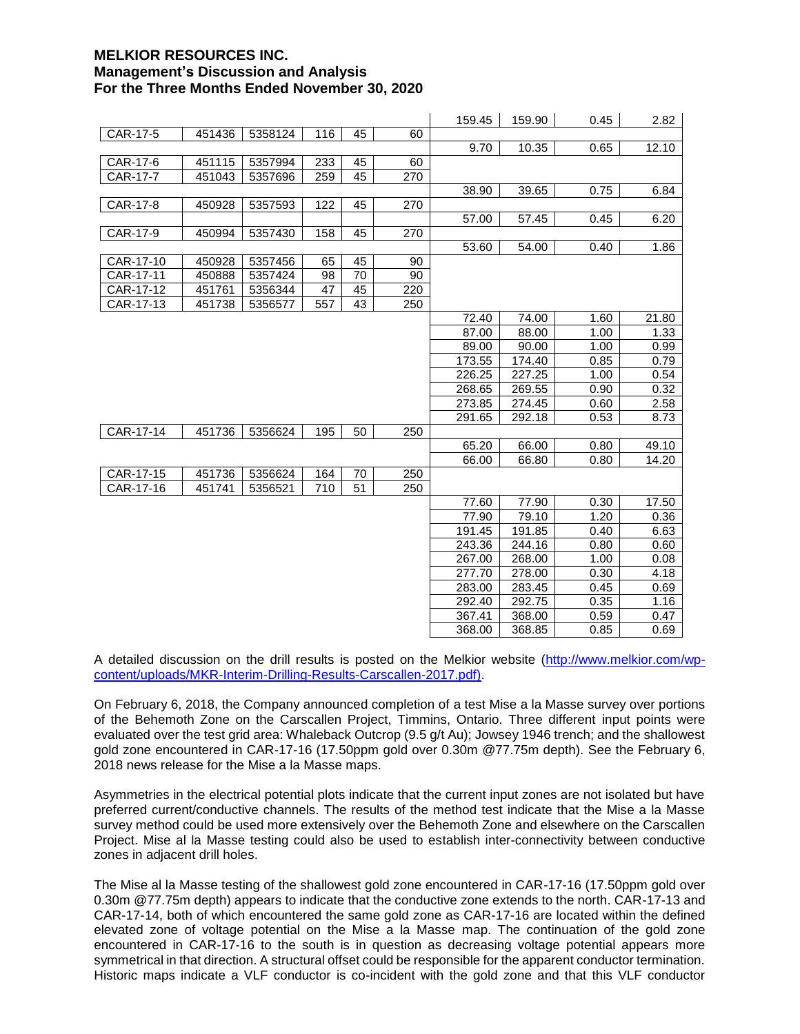| | | | | | | 159.45 | 159.90 | 0.45 | 2.82 |
|---|---|---|---|---|---|---|---|---|---|
| CAR-17-5 | 451436 | 5358124 | 116 | 45 | 60 | | | | |
| | | | | | | 9.70 | 10.35 | 0.65 | 12.10 |
| CAR-17-6 | 451115 | 5357994 | 233 | 45 | 60 | | | | |
| CAR-17-7 | 451043 | 5357696 | 259 | 45 | 270 | | | | |
| | | | | | | 38.90 | 39.65 | 0.75 | 6.84 |
| CAR-17-8 | 450928 | 5357593 | 122 | 45 | 270 | | | | |
| | | | | | | 57.00 | 57.45 | 0.45 | 6.20 |
| CAR-17-9 | 450994 | 5357430 | 158 | 45 | 270 | | | | |
| | | | | | | 53.60 | 54.00 | 0.40 | 1.86 |
| CAR-17-10 | 450928 | 5357456 | 65 | 45 | 90 | | | | |
| CAR-17-11 | 450888 | 5357424 | 98 | 70 | 90 | | | | |
| CAR-17-12 | 451761 | 5356344 | 47 | 45 | 220 | | | | |
| CAR-17-13 | 451738 | 5356577 | 557 | 43 | 250 | | | | |
| | | | | | | 72.40 | 74.00 | 1.60 | 21.80 |
| | | | | | | 87.00 | 88.00 | 1.00 | 1.33 |
| | | | | | | 89.00 | 90.00 | 1.00 | 0.99 |
| | | | | | | 173.55 | 174.40 | 0.85 | 0.79 |
| | | | | | | 226.25 | 227.25 | 1.00 | 0.54 |
| | | | | | | 268.65 | 269.55 | 0.90 | 0.32 |
| | | | | | | 273.85 | 274.45 | 0.60 | 2.58 |
| | | | | | | 291.65 | 292.18 | 0.53 | 8.73 |
| CAR-17-14 | 451736 | 5356624 | 195 | 50 | 250 | | | | |
| | | | | | | 65.20 | 66.00 | 0.80 | 49.10 |
| | | | | | | 66.00 | 66.80 | 0.80 | 14.20 |
| CAR-17-15 | 451736 | 5356624 | 164 | 70 | 250 | | | | |
| CAR-17-16 | 451741 | 5356521 | 710 | 51 | 250 | | | | |
| | | | | | | 77.60 | 77.90 | 0.30 | 17.50 |
| | | | | | | 77.90 | 79.10 | 1.20 | 0.36 |
| | | | | | | 191.45 | 191.85 | 0.40 | 6.63 |
| | | | | | | 243.36 | 244.16 | 0.80 | 0.60 |
| | | | | | | 267.00 | 268.00 | 1.00 | 0.08 |
| | | | | | | 277.70 | 278.00 | 0.30 | 4.18 |
| | | | | | | 283.00 | 283.45 | 0.45 | 0.69 |
| | | | | | | 292.40 | 292.75 | 0.35 | 1.16 |
| | | | | | | 367.41 | 368.00 | 0.59 | 0.47 |
| | | | | | | 368.00 | 368.85 | 0.85 | 0.69 |

A detailed discussion on the drill results is posted on the Melkior website (http://www.melkior.com/wp-content/uploads/MKR-Interim-Drilling-Results-Carscallen-2017.pdf).

On February 6, 2018, the Company announced completion of a test Mise a la Masse survey over portions of the Behemoth Zone on the Carscallen Project, Timmins, Ontario. Three different input points were evaluated over the test grid area: Whaleback Outcrop (9.5 g/t Au); Jowsey 1946 trench; and the shallowest gold zone encountered in CAR-17-16 (17.50ppm gold over 0.30m @77.75m depth). See the February 6, 2018 news release for the Mise a la Masse maps.

Asymmetries in the electrical potential plots indicate that the current input zones are not isolated but have preferred current/conductive channels. The results of the method test indicate that the Mise a la Masse survey method could be used more extensively over the Behemoth Zone and elsewhere on the Carscallen Project. Mise al la Masse testing could also be used to establish inter-connectivity between conductive zones in adjacent drill holes.

The Mise al la Masse testing of the shallowest gold zone encountered in CAR-17-16 (17.50ppm gold over 0.30m @77.75m depth) appears to indicate that the conductive zone extends to the north. CAR-17-13 and CAR-17-14, both of which encountered the same gold zone as CAR-17-16 are located within the defined elevated zone of voltage potential on the Mise a la Masse map. The continuation of the gold zone encountered in CAR-17-16 to the south is in question as decreasing voltage potential appears more symmetrical in that direction. A structural offset could be responsible for the apparent conductor termination. Historic maps indicate a VLF conductor is co-incident with the gold zone and that this VLF conductor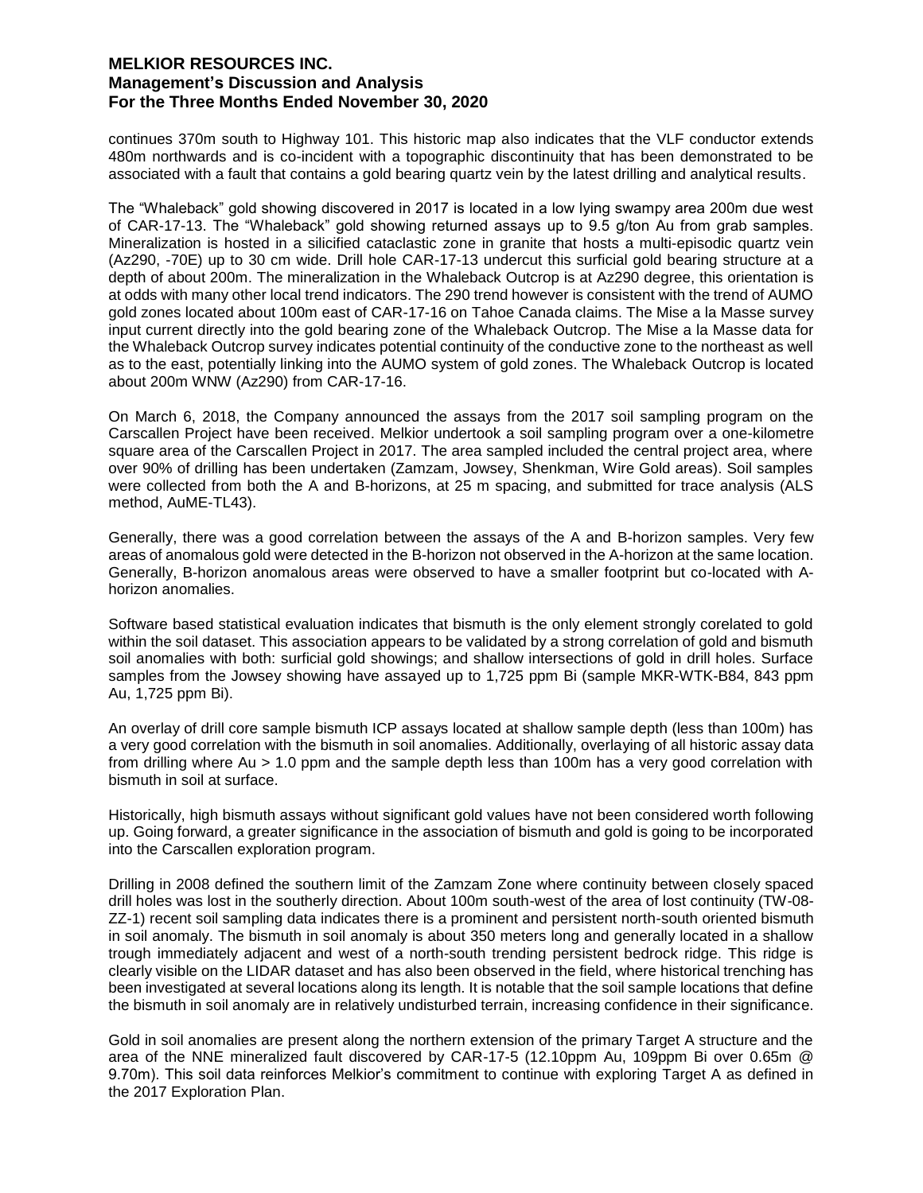continues 370m south to Highway 101. This historic map also indicates that the VLF conductor extends 480m northwards and is co-incident with a topographic discontinuity that has been demonstrated to be associated with a fault that contains a gold bearing quartz vein by the latest drilling and analytical results.

The "Whaleback" gold showing discovered in 2017 is located in a low lying swampy area 200m due west of CAR-17-13. The "Whaleback" gold showing returned assays up to 9.5 g/ton Au from grab samples. Mineralization is hosted in a silicified cataclastic zone in granite that hosts a multi-episodic quartz vein (Az290, -70E) up to 30 cm wide. Drill hole CAR-17-13 undercut this surficial gold bearing structure at a depth of about 200m. The mineralization in the Whaleback Outcrop is at Az290 degree, this orientation is at odds with many other local trend indicators. The 290 trend however is consistent with the trend of AUMO gold zones located about 100m east of CAR-17-16 on Tahoe Canada claims. The Mise a la Masse survey input current directly into the gold bearing zone of the Whaleback Outcrop. The Mise a la Masse data for the Whaleback Outcrop survey indicates potential continuity of the conductive zone to the northeast as well as to the east, potentially linking into the AUMO system of gold zones. The Whaleback Outcrop is located about 200m WNW (Az290) from CAR-17-16.

On March 6, 2018, the Company announced the assays from the 2017 soil sampling program on the Carscallen Project have been received. Melkior undertook a soil sampling program over a one-kilometre square area of the Carscallen Project in 2017. The area sampled included the central project area, where over 90% of drilling has been undertaken (Zamzam, Jowsey, Shenkman, Wire Gold areas). Soil samples were collected from both the A and B-horizons, at 25 m spacing, and submitted for trace analysis (ALS method, AuME-TL43).

Generally, there was a good correlation between the assays of the A and B-horizon samples. Very few areas of anomalous gold were detected in the B-horizon not observed in the A-horizon at the same location. Generally, B-horizon anomalous areas were observed to have a smaller footprint but co-located with A-horizon anomalies.

Software based statistical evaluation indicates that bismuth is the only element strongly corelated to gold within the soil dataset. This association appears to be validated by a strong correlation of gold and bismuth soil anomalies with both: surficial gold showings; and shallow intersections of gold in drill holes. Surface samples from the Jowsey showing have assayed up to 1,725 ppm Bi (sample MKR-WTK-B84, 843 ppm Au, 1,725 ppm Bi).

An overlay of drill core sample bismuth ICP assays located at shallow sample depth (less than 100m) has a very good correlation with the bismuth in soil anomalies. Additionally, overlaying of all historic assay data from drilling where Au > 1.0 ppm and the sample depth less than 100m has a very good correlation with bismuth in soil at surface.

Historically, high bismuth assays without significant gold values have not been considered worth following up. Going forward, a greater significance in the association of bismuth and gold is going to be incorporated into the Carscallen exploration program.

Drilling in 2008 defined the southern limit of the Zamzam Zone where continuity between closely spaced drill holes was lost in the southerly direction. About 100m south-west of the area of lost continuity (TW-08-ZZ-1) recent soil sampling data indicates there is a prominent and persistent north-south oriented bismuth in soil anomaly. The bismuth in soil anomaly is about 350 meters long and generally located in a shallow trough immediately adjacent and west of a north-south trending persistent bedrock ridge. This ridge is clearly visible on the LIDAR dataset and has also been observed in the field, where historical trenching has been investigated at several locations along its length. It is notable that the soil sample locations that define the bismuth in soil anomaly are in relatively undisturbed terrain, increasing confidence in their significance.

Gold in soil anomalies are present along the northern extension of the primary Target A structure and the area of the NNE mineralized fault discovered by CAR-17-5 (12.10ppm Au, 109ppm Bi over 0.65m @ 9.70m). This soil data reinforces Melkior's commitment to continue with exploring Target A as defined in the 2017 Exploration Plan.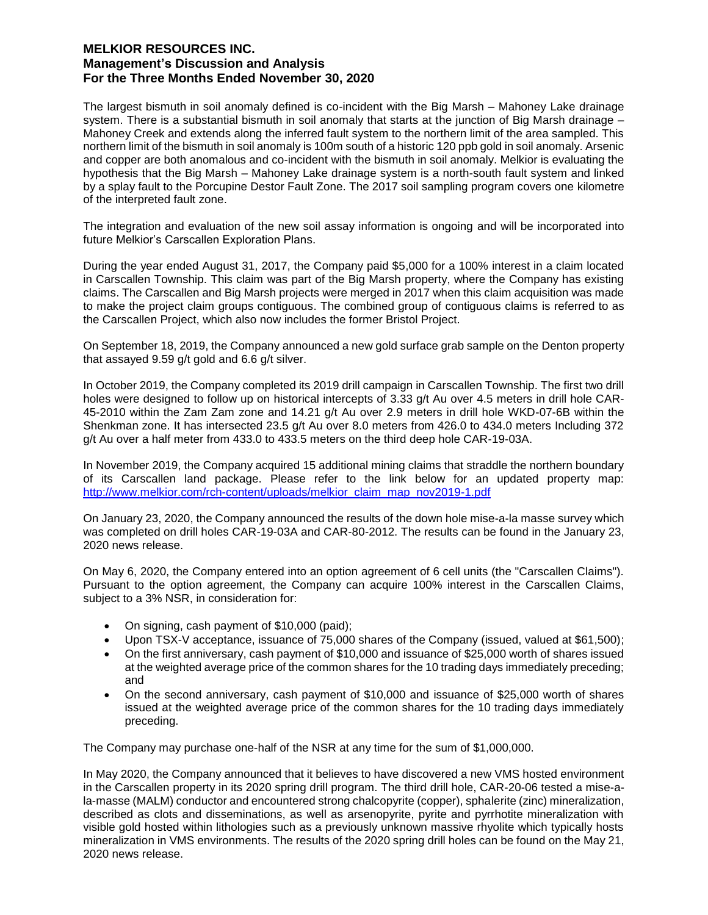The largest bismuth in soil anomaly defined is co-incident with the Big Marsh – Mahoney Lake drainage system. There is a substantial bismuth in soil anomaly that starts at the junction of Big Marsh drainage – Mahoney Creek and extends along the inferred fault system to the northern limit of the area sampled. This northern limit of the bismuth in soil anomaly is 100m south of a historic 120 ppb gold in soil anomaly. Arsenic and copper are both anomalous and co-incident with the bismuth in soil anomaly. Melkior is evaluating the hypothesis that the Big Marsh – Mahoney Lake drainage system is a north-south fault system and linked by a splay fault to the Porcupine Destor Fault Zone. The 2017 soil sampling program covers one kilometre of the interpreted fault zone.

The integration and evaluation of the new soil assay information is ongoing and will be incorporated into future Melkior's Carscallen Exploration Plans.

During the year ended August 31, 2017, the Company paid $5,000 for a 100% interest in a claim located in Carscallen Township. This claim was part of the Big Marsh property, where the Company has existing claims. The Carscallen and Big Marsh projects were merged in 2017 when this claim acquisition was made to make the project claim groups contiguous. The combined group of contiguous claims is referred to as the Carscallen Project, which also now includes the former Bristol Project.

On September 18, 2019, the Company announced a new gold surface grab sample on the Denton property that assayed 9.59 g/t gold and 6.6 g/t silver.

In October 2019, the Company completed its 2019 drill campaign in Carscallen Township. The first two drill holes were designed to follow up on historical intercepts of 3.33 g/t Au over 4.5 meters in drill hole CAR-45-2010 within the Zam Zam zone and 14.21 g/t Au over 2.9 meters in drill hole WKD-07-6B within the Shenkman zone. It has intersected 23.5 g/t Au over 8.0 meters from 426.0 to 434.0 meters Including 372 g/t Au over a half meter from 433.0 to 433.5 meters on the third deep hole CAR-19-03A.

In November 2019, the Company acquired 15 additional mining claims that straddle the northern boundary of its Carscallen land package. Please refer to the link below for an updated property map: [http://www.melkior.com/rch-content/uploads/melkior_claim_map_nov2019-1.pdf](http://www.melkior.com/rch-content/uploads/melkior_claim_map_nov2019-1.pdf)

On January 23, 2020, the Company announced the results of the down hole mise-a-la masse survey which was completed on drill holes CAR-19-03A and CAR-80-2012. The results can be found in the January 23, 2020 news release.

On May 6, 2020, the Company entered into an option agreement of 6 cell units (the "Carscallen Claims"). Pursuant to the option agreement, the Company can acquire 100% interest in the Carscallen Claims, subject to a 3% NSR, in consideration for:

- On signing, cash payment of $10,000 (paid);
- Upon TSX-V acceptance, issuance of 75,000 shares of the Company (issued, valued at $61,500);
- On the first anniversary, cash payment of $10,000 and issuance of $25,000 worth of shares issued at the weighted average price of the common shares for the 10 trading days immediately preceding; and
- On the second anniversary, cash payment of $10,000 and issuance of $25,000 worth of shares issued at the weighted average price of the common shares for the 10 trading days immediately preceding.

The Company may purchase one-half of the NSR at any time for the sum of $1,000,000.

In May 2020, the Company announced that it believes to have discovered a new VMS hosted environment in the Carscallen property in its 2020 spring drill program. The third drill hole, CAR-20-06 tested a mise-a-la-masse (MALM) conductor and encountered strong chalcopyrite (copper), sphalerite (zinc) mineralization, described as clots and disseminations, as well as arsenopyrite, pyrite and pyrrhotite mineralization with visible gold hosted within lithologies such as a previously unknown massive rhyolite which typically hosts mineralization in VMS environments. The results of the 2020 spring drill holes can be found on the May 21, 2020 news release.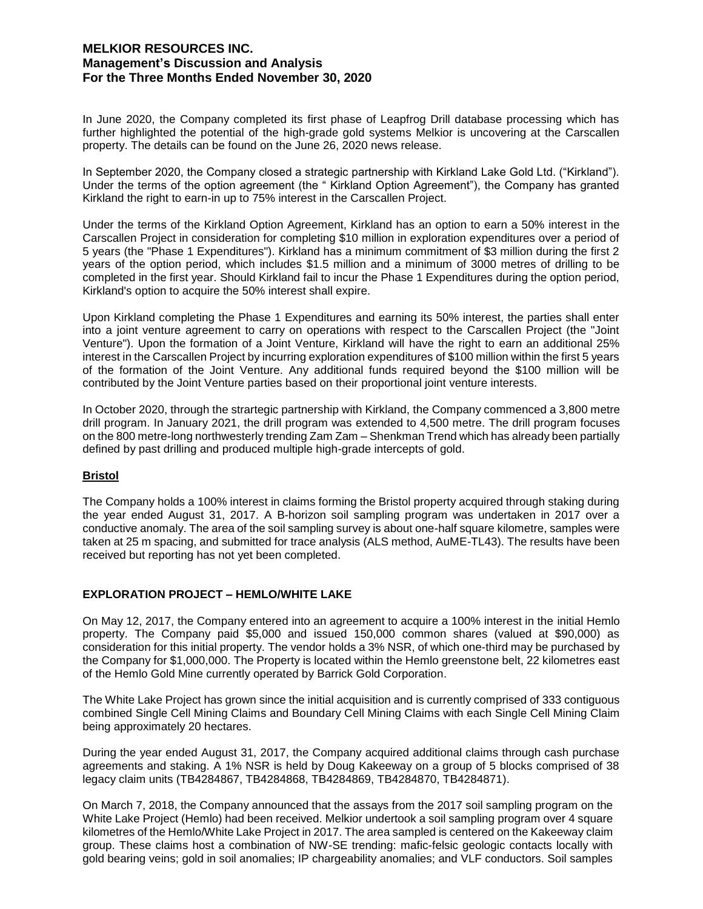In June 2020, the Company completed its first phase of Leapfrog Drill database processing which has further highlighted the potential of the high-grade gold systems Melkior is uncovering at the Carscallen property. The details can be found on the June 26, 2020 news release.

In September 2020, the Company closed a strategic partnership with Kirkland Lake Gold Ltd. ("Kirkland"). Under the terms of the option agreement (the " Kirkland Option Agreement"), the Company has granted Kirkland the right to earn-in up to 75% interest in the Carscallen Project.

Under the terms of the Kirkland Option Agreement, Kirkland has an option to earn a 50% interest in the Carscallen Project in consideration for completing $10 million in exploration expenditures over a period of 5 years (the "Phase 1 Expenditures"). Kirkland has a minimum commitment of $3 million during the first 2 years of the option period, which includes $1.5 million and a minimum of 3000 metres of drilling to be completed in the first year. Should Kirkland fail to incur the Phase 1 Expenditures during the option period, Kirkland's option to acquire the 50% interest shall expire.

Upon Kirkland completing the Phase 1 Expenditures and earning its 50% interest, the parties shall enter into a joint venture agreement to carry on operations with respect to the Carscallen Project (the "Joint Venture"). Upon the formation of a Joint Venture, Kirkland will have the right to earn an additional 25% interest in the Carscallen Project by incurring exploration expenditures of $100 million within the first 5 years of the formation of the Joint Venture. Any additional funds required beyond the $100 million will be contributed by the Joint Venture parties based on their proportional joint venture interests.

In October 2020, through the strartegic partnership with Kirkland, the Company commenced a 3,800 metre drill program. In January 2021, the drill program was extended to 4,500 metre. The drill program focuses on the 800 metre-long northwesterly trending Zam Zam – Shenkman Trend which has already been partially defined by past drilling and produced multiple high-grade intercepts of gold.

**Bristol**

The Company holds a 100% interest in claims forming the Bristol property acquired through staking during the year ended August 31, 2017. A B-horizon soil sampling program was undertaken in 2017 over a conductive anomaly. The area of the soil sampling survey is about one-half square kilometre, samples were taken at 25 m spacing, and submitted for trace analysis (ALS method, AuME-TL43). The results have been received but reporting has not yet been completed.

## EXPLORATION PROJECT – HEMLO/WHITE LAKE

On May 12, 2017, the Company entered into an agreement to acquire a 100% interest in the initial Hemlo property. The Company paid $5,000 and issued 150,000 common shares (valued at $90,000) as consideration for this initial property. The vendor holds a 3% NSR, of which one-third may be purchased by the Company for $1,000,000. The Property is located within the Hemlo greenstone belt, 22 kilometres east of the Hemlo Gold Mine currently operated by Barrick Gold Corporation.

The White Lake Project has grown since the initial acquisition and is currently comprised of 333 contiguous combined Single Cell Mining Claims and Boundary Cell Mining Claims with each Single Cell Mining Claim being approximately 20 hectares.

During the year ended August 31, 2017, the Company acquired additional claims through cash purchase agreements and staking. A 1% NSR is held by Doug Kakeeway on a group of 5 blocks comprised of 38 legacy claim units (TB4284867, TB4284868, TB4284869, TB4284870, TB4284871).

On March 7, 2018, the Company announced that the assays from the 2017 soil sampling program on the White Lake Project (Hemlo) had been received. Melkior undertook a soil sampling program over 4 square kilometres of the Hemlo/White Lake Project in 2017. The area sampled is centered on the Kakeeway claim group. These claims host a combination of NW-SE trending: mafic-felsic geologic contacts locally with gold bearing veins; gold in soil anomalies; IP chargeability anomalies; and VLF conductors. Soil samples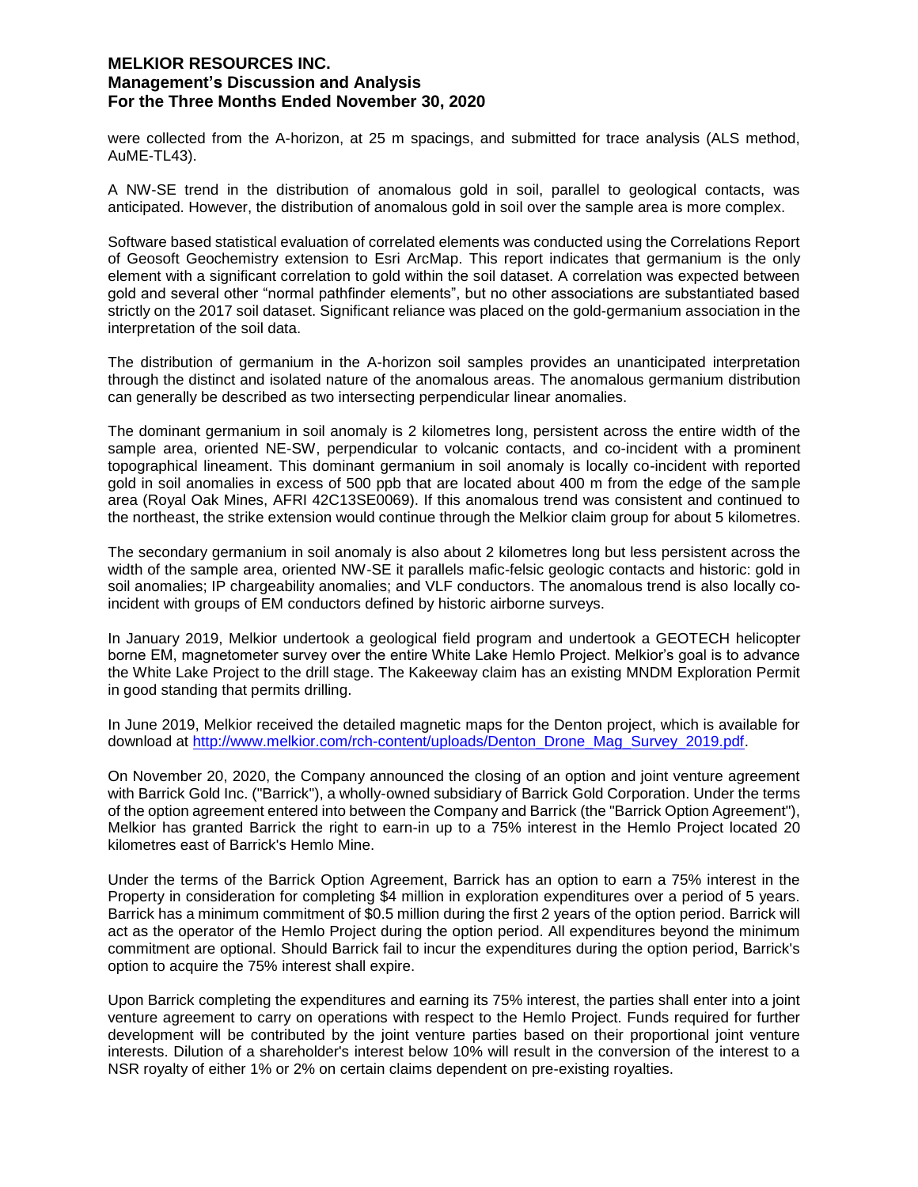were collected from the A-horizon, at 25 m spacings, and submitted for trace analysis (ALS method, AuME-TL43).

A NW-SE trend in the distribution of anomalous gold in soil, parallel to geological contacts, was anticipated. However, the distribution of anomalous gold in soil over the sample area is more complex.

Software based statistical evaluation of correlated elements was conducted using the Correlations Report of Geosoft Geochemistry extension to Esri ArcMap. This report indicates that germanium is the only element with a significant correlation to gold within the soil dataset. A correlation was expected between gold and several other "normal pathfinder elements", but no other associations are substantiated based strictly on the 2017 soil dataset. Significant reliance was placed on the gold-germanium association in the interpretation of the soil data.

The distribution of germanium in the A-horizon soil samples provides an unanticipated interpretation through the distinct and isolated nature of the anomalous areas. The anomalous germanium distribution can generally be described as two intersecting perpendicular linear anomalies.

The dominant germanium in soil anomaly is 2 kilometres long, persistent across the entire width of the sample area, oriented NE-SW, perpendicular to volcanic contacts, and co-incident with a prominent topographical lineament. This dominant germanium in soil anomaly is locally co-incident with reported gold in soil anomalies in excess of 500 ppb that are located about 400 m from the edge of the sample area (Royal Oak Mines, AFRI 42C13SE0069). If this anomalous trend was consistent and continued to the northeast, the strike extension would continue through the Melkior claim group for about 5 kilometres.

The secondary germanium in soil anomaly is also about 2 kilometres long but less persistent across the width of the sample area, oriented NW-SE it parallels mafic-felsic geologic contacts and historic: gold in soil anomalies; IP chargeability anomalies; and VLF conductors. The anomalous trend is also locally co-incident with groups of EM conductors defined by historic airborne surveys.

In January 2019, Melkior undertook a geological field program and undertook a GEOTECH helicopter borne EM, magnetometer survey over the entire White Lake Hemlo Project. Melkior's goal is to advance the White Lake Project to the drill stage. The Kakeeway claim has an existing MNDM Exploration Permit in good standing that permits drilling.

In June 2019, Melkior received the detailed magnetic maps for the Denton project, which is available for download at http://www.melkior.com/rch-content/uploads/Denton_Drone_Mag_Survey_2019.pdf.

On November 20, 2020, the Company announced the closing of an option and joint venture agreement with Barrick Gold Inc. ("Barrick"), a wholly-owned subsidiary of Barrick Gold Corporation. Under the terms of the option agreement entered into between the Company and Barrick (the "Barrick Option Agreement"), Melkior has granted Barrick the right to earn-in up to a 75% interest in the Hemlo Project located 20 kilometres east of Barrick's Hemlo Mine.

Under the terms of the Barrick Option Agreement, Barrick has an option to earn a 75% interest in the Property in consideration for completing $4 million in exploration expenditures over a period of 5 years. Barrick has a minimum commitment of $0.5 million during the first 2 years of the option period. Barrick will act as the operator of the Hemlo Project during the option period. All expenditures beyond the minimum commitment are optional. Should Barrick fail to incur the expenditures during the option period, Barrick's option to acquire the 75% interest shall expire.

Upon Barrick completing the expenditures and earning its 75% interest, the parties shall enter into a joint venture agreement to carry on operations with respect to the Hemlo Project. Funds required for further development will be contributed by the joint venture parties based on their proportional joint venture interests. Dilution of a shareholder's interest below 10% will result in the conversion of the interest to a NSR royalty of either 1% or 2% on certain claims dependent on pre-existing royalties.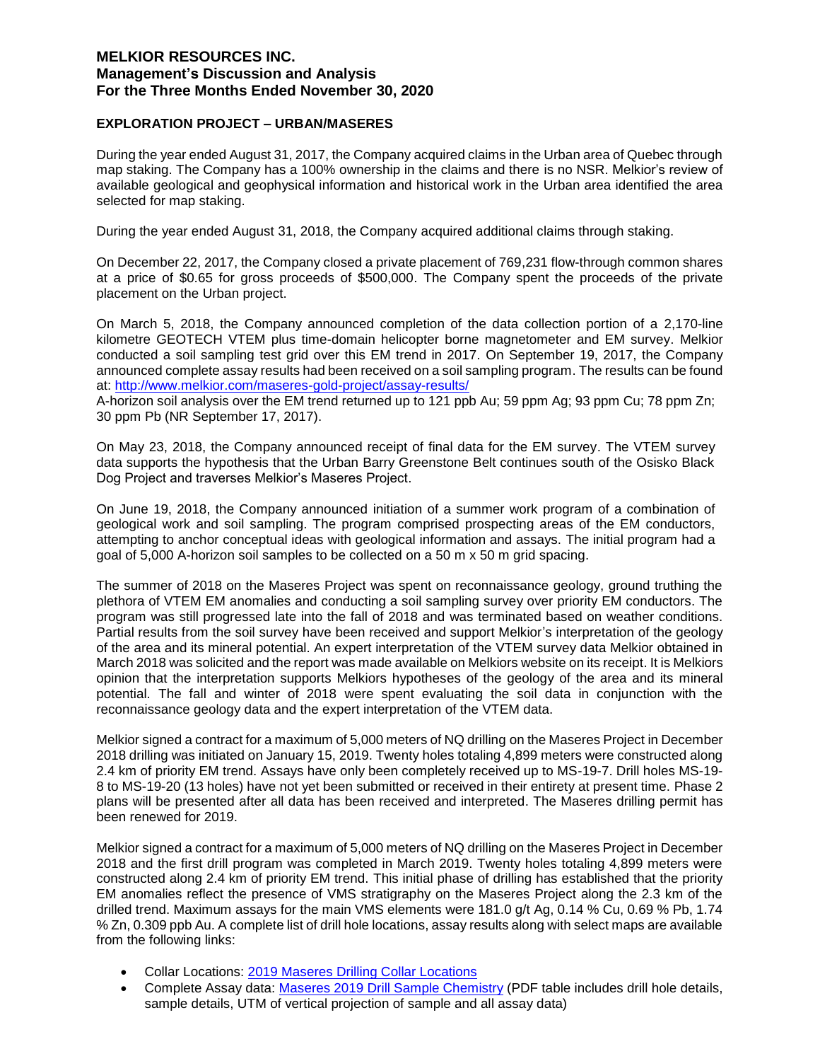## EXPLORATION PROJECT – URBAN/MASERES

During the year ended August 31, 2017, the Company acquired claims in the Urban area of Quebec through map staking. The Company has a 100% ownership in the claims and there is no NSR. Melkior's review of available geological and geophysical information and historical work in the Urban area identified the area selected for map staking.

During the year ended August 31, 2018, the Company acquired additional claims through staking.

On December 22, 2017, the Company closed a private placement of 769,231 flow-through common shares at a price of $0.65 for gross proceeds of $500,000. The Company spent the proceeds of the private placement on the Urban project.

On March 5, 2018, the Company announced completion of the data collection portion of a 2,170-line kilometre GEOTECH VTEM plus time-domain helicopter borne magnetometer and EM survey. Melkior conducted a soil sampling test grid over this EM trend in 2017. On September 19, 2017, the Company announced complete assay results had been received on a soil sampling program. The results can be found at: http://www.melkior.com/maseres-gold-project/assay-results/
A-horizon soil analysis over the EM trend returned up to 121 ppb Au; 59 ppm Ag; 93 ppm Cu; 78 ppm Zn; 30 ppm Pb (NR September 17, 2017).

On May 23, 2018, the Company announced receipt of final data for the EM survey. The VTEM survey data supports the hypothesis that the Urban Barry Greenstone Belt continues south of the Osisko Black Dog Project and traverses Melkior's Maseres Project.

On June 19, 2018, the Company announced initiation of a summer work program of a combination of geological work and soil sampling. The program comprised prospecting areas of the EM conductors, attempting to anchor conceptual ideas with geological information and assays. The initial program had a goal of 5,000 A-horizon soil samples to be collected on a 50 m x 50 m grid spacing.

The summer of 2018 on the Maseres Project was spent on reconnaissance geology, ground truthing the plethora of VTEM EM anomalies and conducting a soil sampling survey over priority EM conductors. The program was still progressed late into the fall of 2018 and was terminated based on weather conditions. Partial results from the soil survey have been received and support Melkior's interpretation of the geology of the area and its mineral potential. An expert interpretation of the VTEM survey data Melkior obtained in March 2018 was solicited and the report was made available on Melkiors website on its receipt. It is Melkiors opinion that the interpretation supports Melkiors hypotheses of the geology of the area and its mineral potential. The fall and winter of 2018 were spent evaluating the soil data in conjunction with the reconnaissance geology data and the expert interpretation of the VTEM data.

Melkior signed a contract for a maximum of 5,000 meters of NQ drilling on the Maseres Project in December 2018 drilling was initiated on January 15, 2019. Twenty holes totaling 4,899 meters were constructed along 2.4 km of priority EM trend. Assays have only been completely received up to MS-19-7. Drill holes MS-19-8 to MS-19-20 (13 holes) have not yet been submitted or received in their entirety at present time. Phase 2 plans will be presented after all data has been received and interpreted. The Maseres drilling permit has been renewed for 2019.

Melkior signed a contract for a maximum of 5,000 meters of NQ drilling on the Maseres Project in December 2018 and the first drill program was completed in March 2019. Twenty holes totaling 4,899 meters were constructed along 2.4 km of priority EM trend. This initial phase of drilling has established that the priority EM anomalies reflect the presence of VMS stratigraphy on the Maseres Project along the 2.3 km of the drilled trend. Maximum assays for the main VMS elements were 181.0 g/t Ag, 0.14 % Cu, 0.69 % Pb, 1.74 % Zn, 0.309 ppb Au. A complete list of drill hole locations, assay results along with select maps are available from the following links:

- Collar Locations: 2019 Maseres Drilling Collar Locations
- Complete Assay data: Maseres 2019 Drill Sample Chemistry (PDF table includes drill hole details, sample details, UTM of vertical projection of sample and all assay data)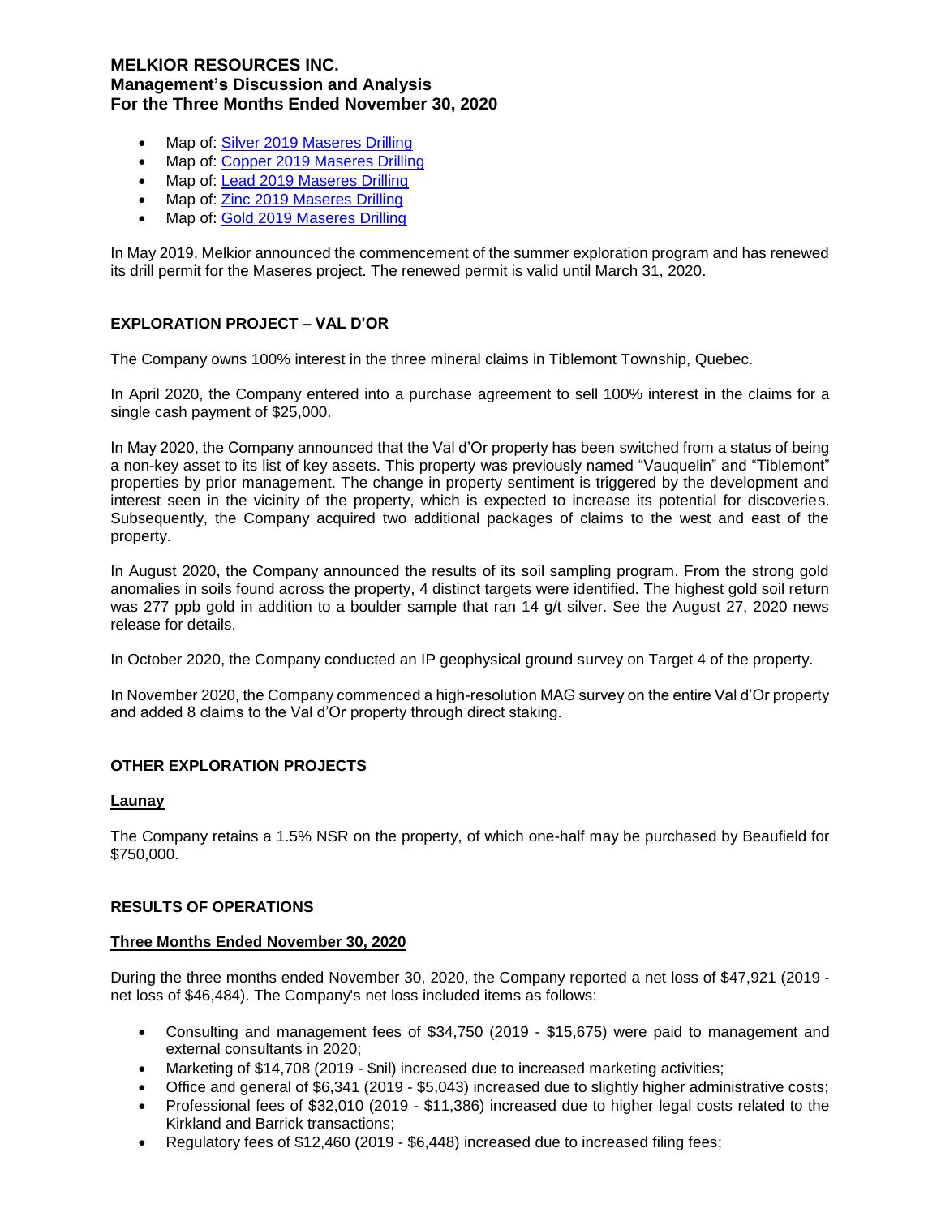- Map of: [Silver 2019 Maseres Drilling]
- Map of: [Copper 2019 Maseres Drilling]
- Map of: [Lead 2019 Maseres Drilling]
- Map of: [Zinc 2019 Maseres Drilling]
- Map of: [Gold 2019 Maseres Drilling]

In May 2019, Melkior announced the commencement of the summer exploration program and has renewed its drill permit for the Maseres project. The renewed permit is valid until March 31, 2020.

## EXPLORATION PROJECT – VAL D'OR

The Company owns 100% interest in the three mineral claims in Tiblemont Township, Quebec.

In April 2020, the Company entered into a purchase agreement to sell 100% interest in the claims for a single cash payment of $25,000.

In May 2020, the Company announced that the Val d'Or property has been switched from a status of being a non-key asset to its list of key assets. This property was previously named "Vauquelin" and "Tiblemont" properties by prior management. The change in property sentiment is triggered by the development and interest seen in the vicinity of the property, which is expected to increase its potential for discoveries. Subsequently, the Company acquired two additional packages of claims to the west and east of the property.

In August 2020, the Company announced the results of its soil sampling program. From the strong gold anomalies in soils found across the property, 4 distinct targets were identified. The highest gold soil return was 277 ppb gold in addition to a boulder sample that ran 14 g/t silver. See the August 27, 2020 news release for details.

In October 2020, the Company conducted an IP geophysical ground survey on Target 4 of the property.

In November 2020, the Company commenced a high-resolution MAG survey on the entire Val d'Or property and added 8 claims to the Val d'Or property through direct staking.

## OTHER EXPLORATION PROJECTS

### Launay

The Company retains a 1.5% NSR on the property, of which one-half may be purchased by Beaufield for $750,000.

## RESULTS OF OPERATIONS

### Three Months Ended November 30, 2020

During the three months ended November 30, 2020, the Company reported a net loss of $47,921 (2019 - net loss of $46,484). The Company's net loss included items as follows:

- Consulting and management fees of $34,750 (2019 - $15,675) were paid to management and external consultants in 2020;
- Marketing of $14,708 (2019 - $nil) increased due to increased marketing activities;
- Office and general of $6,341 (2019 - $5,043) increased due to slightly higher administrative costs;
- Professional fees of $32,010 (2019 - $11,386) increased due to higher legal costs related to the Kirkland and Barrick transactions;
- Regulatory fees of $12,460 (2019 - $6,448) increased due to increased filing fees;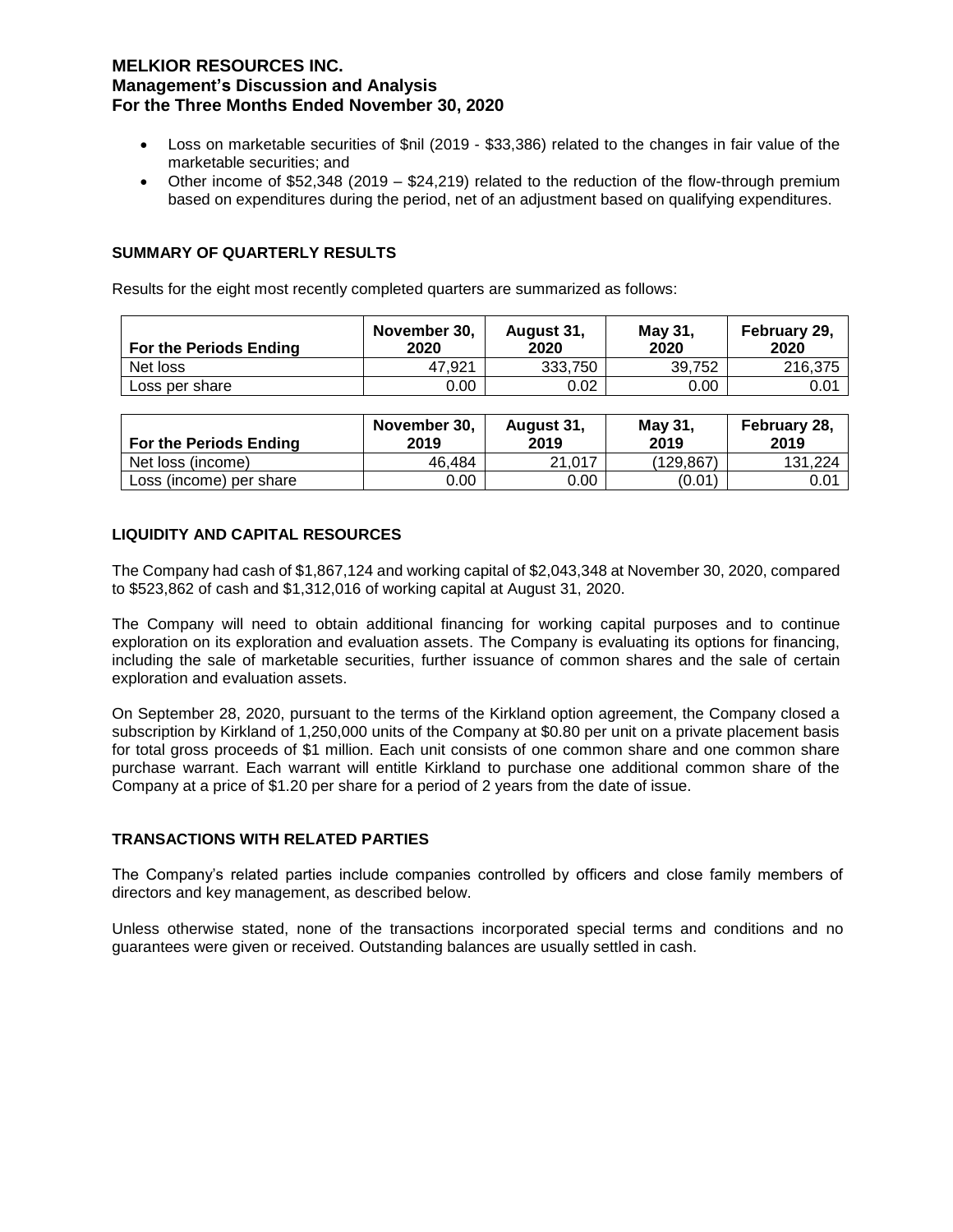- Loss on marketable securities of $nil (2019 - $33,386) related to the changes in fair value of the marketable securities; and
- Other income of $52,348 (2019 – $24,219) related to the reduction of the flow-through premium based on expenditures during the period, net of an adjustment based on qualifying expenditures.

## SUMMARY OF QUARTERLY RESULTS

Results for the eight most recently completed quarters are summarized as follows:

| For the Periods Ending | November 30, 2020 | August 31, 2020 | May 31, 2020 | February 29, 2020 |
|---|---|---|---|---|
| Net loss | 47,921 | 333,750 | 39,752 | 216,375 |
| Loss per share | 0.00 | 0.02 | 0.00 | 0.01 |

| For the Periods Ending | November 30, 2019 | August 31, 2019 | May 31, 2019 | February 28, 2019 |
|---|---|---|---|---|
| Net loss (income) | 46,484 | 21,017 | (129,867) | 131,224 |
| Loss (income) per share | 0.00 | 0.00 | (0.01) | 0.01 |

## LIQUIDITY AND CAPITAL RESOURCES

The Company had cash of $1,867,124 and working capital of $2,043,348 at November 30, 2020, compared to $523,862 of cash and $1,312,016 of working capital at August 31, 2020.

The Company will need to obtain additional financing for working capital purposes and to continue exploration on its exploration and evaluation assets. The Company is evaluating its options for financing, including the sale of marketable securities, further issuance of common shares and the sale of certain exploration and evaluation assets.

On September 28, 2020, pursuant to the terms of the Kirkland option agreement, the Company closed a subscription by Kirkland of 1,250,000 units of the Company at $0.80 per unit on a private placement basis for total gross proceeds of $1 million. Each unit consists of one common share and one common share purchase warrant. Each warrant will entitle Kirkland to purchase one additional common share of the Company at a price of $1.20 per share for a period of 2 years from the date of issue.

## TRANSACTIONS WITH RELATED PARTIES

The Company's related parties include companies controlled by officers and close family members of directors and key management, as described below.

Unless otherwise stated, none of the transactions incorporated special terms and conditions and no guarantees were given or received. Outstanding balances are usually settled in cash.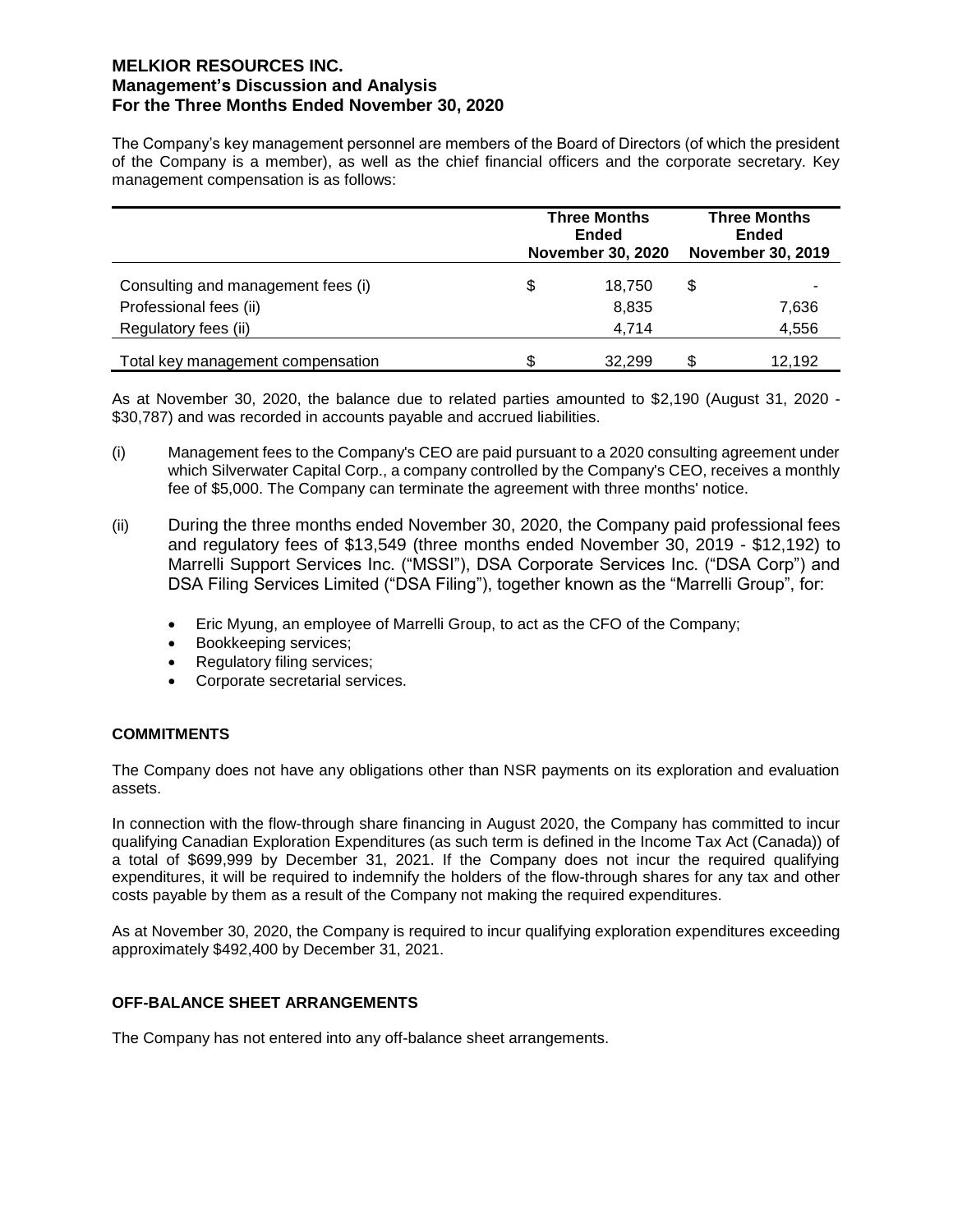The Company's key management personnel are members of the Board of Directors (of which the president of the Company is a member), as well as the chief financial officers and the corporate secretary. Key management compensation is as follows:

| | Three Months Ended November 30, 2020 | Three Months Ended November 30, 2019 |
|---|---|---|
| Consulting and management fees (i) | $ 18,750 | $ - |
| Professional fees (ii) | 8,835 | 7,636 |
| Regulatory fees (ii) | 4,714 | 4,556 |
| Total key management compensation | $ 32,299 | $ 12,192 |

As at November 30, 2020, the balance due to related parties amounted to $2,190 (August 31, 2020 - $30,787) and was recorded in accounts payable and accrued liabilities.

(i) Management fees to the Company's CEO are paid pursuant to a 2020 consulting agreement under which Silverwater Capital Corp., a company controlled by the Company's CEO, receives a monthly fee of $5,000. The Company can terminate the agreement with three months' notice.

(ii) During the three months ended November 30, 2020, the Company paid professional fees and regulatory fees of $13,549 (three months ended November 30, 2019 - $12,192) to Marrelli Support Services Inc. ("MSSI"), DSA Corporate Services Inc. ("DSA Corp") and DSA Filing Services Limited ("DSA Filing"), together known as the "Marrelli Group", for:

- Eric Myung, an employee of Marrelli Group, to act as the CFO of the Company;
- Bookkeeping services;
- Regulatory filing services;
- Corporate secretarial services.

## COMMITMENTS

The Company does not have any obligations other than NSR payments on its exploration and evaluation assets.

In connection with the flow-through share financing in August 2020, the Company has committed to incur qualifying Canadian Exploration Expenditures (as such term is defined in the Income Tax Act (Canada)) of a total of $699,999 by December 31, 2021. If the Company does not incur the required qualifying expenditures, it will be required to indemnify the holders of the flow-through shares for any tax and other costs payable by them as a result of the Company not making the required expenditures.

As at November 30, 2020, the Company is required to incur qualifying exploration expenditures exceeding approximately $492,400 by December 31, 2021.

## OFF-BALANCE SHEET ARRANGEMENTS

The Company has not entered into any off-balance sheet arrangements.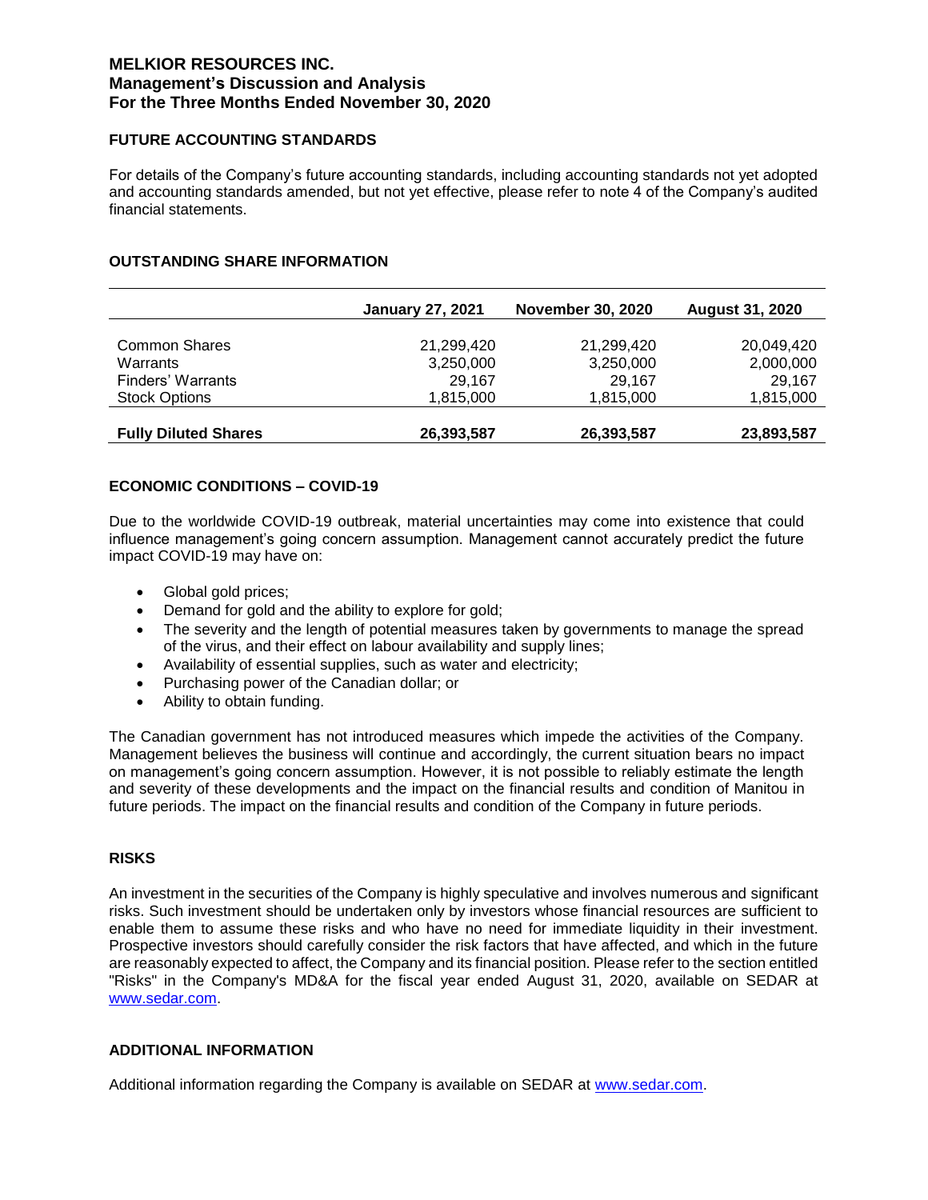## FUTURE ACCOUNTING STANDARDS

For details of the Company's future accounting standards, including accounting standards not yet adopted and accounting standards amended, but not yet effective, please refer to note 4 of the Company's audited financial statements.

## OUTSTANDING SHARE INFORMATION

| | January 27, 2021 | November 30, 2020 | August 31, 2020 |
|---|---|---|---|
| Common Shares | 21,299,420 | 21,299,420 | 20,049,420 |
| Warrants | 3,250,000 | 3,250,000 | 2,000,000 |
| Finders' Warrants | 29,167 | 29,167 | 29,167 |
| Stock Options | 1,815,000 | 1,815,000 | 1,815,000 |
| **Fully Diluted Shares** | **26,393,587** | **26,393,587** | **23,893,587** |

## ECONOMIC CONDITIONS – COVID-19

Due to the worldwide COVID-19 outbreak, material uncertainties may come into existence that could influence management's going concern assumption. Management cannot accurately predict the future impact COVID-19 may have on:

- Global gold prices;
- Demand for gold and the ability to explore for gold;
- The severity and the length of potential measures taken by governments to manage the spread of the virus, and their effect on labour availability and supply lines;
- Availability of essential supplies, such as water and electricity;
- Purchasing power of the Canadian dollar; or
- Ability to obtain funding.

The Canadian government has not introduced measures which impede the activities of the Company. Management believes the business will continue and accordingly, the current situation bears no impact on management's going concern assumption. However, it is not possible to reliably estimate the length and severity of these developments and the impact on the financial results and condition of Manitou in future periods. The impact on the financial results and condition of the Company in future periods.

## RISKS

An investment in the securities of the Company is highly speculative and involves numerous and significant risks. Such investment should be undertaken only by investors whose financial resources are sufficient to enable them to assume these risks and who have no need for immediate liquidity in their investment. Prospective investors should carefully consider the risk factors that have affected, and which in the future are reasonably expected to affect, the Company and its financial position. Please refer to the section entitled "Risks" in the Company's MD&A for the fiscal year ended August 31, 2020, available on SEDAR at www.sedar.com.

## ADDITIONAL INFORMATION

Additional information regarding the Company is available on SEDAR at www.sedar.com.